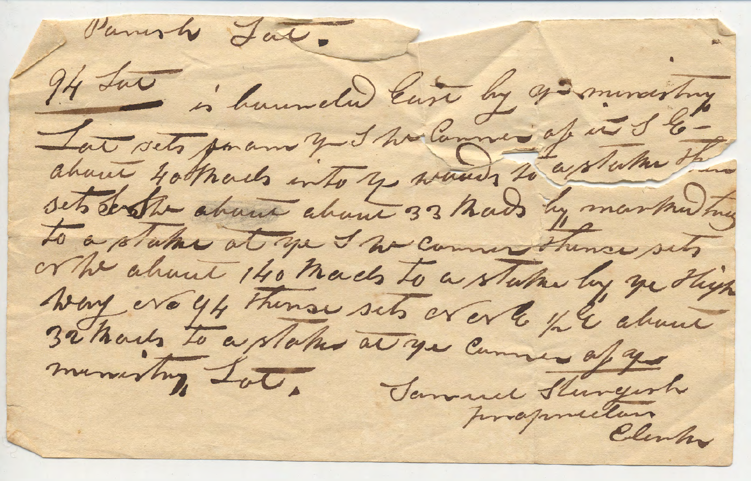Parish Lot.

94 Lot is bounded East by ye ministry Lot sets from ye S W Corner of its S E about 40 Rods into ye woods to a stake then sets S W about about 33 Rods by markd trees to a stake at ye S W corner thence sets N W about 140 Rods to a stake by ye High way no 94 thence sets N E ½ E about 32 Rods to a stake at ye corner of ye ministry Lot.

Samuel Sturgis
pro proprietors
Clerk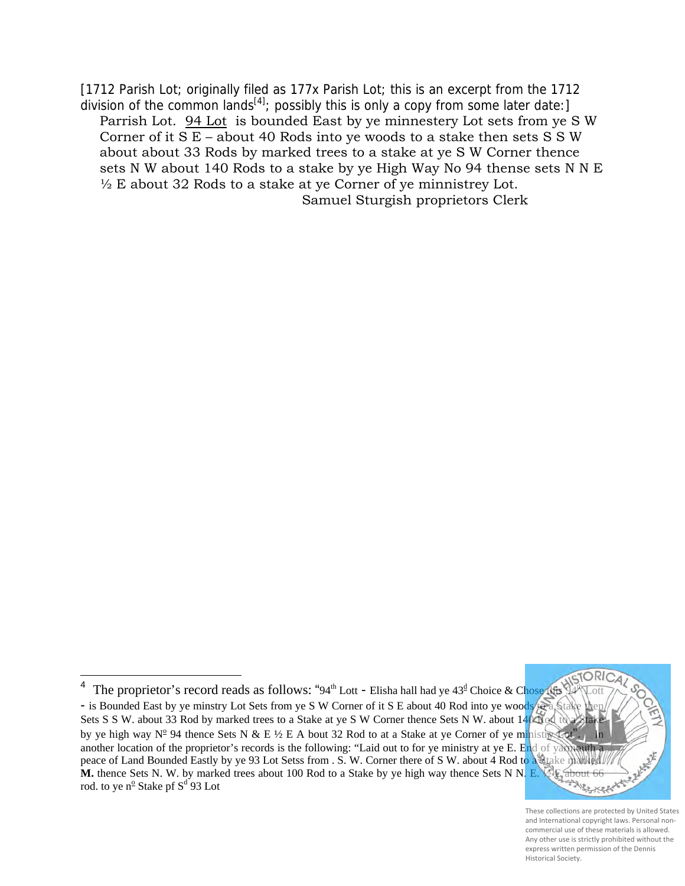[1712 Parish Lot; originally filed as 177x Parish Lot; this is an excerpt from the 1712 division of the common lands[4]; possibly this is only a copy from some later date:]

Parrish Lot. 94 Lot is bounded East by ye minnestery Lot sets from ye S W Corner of it S E – about 40 Rods into ye woods to a stake then sets S S W about about 33 Rods by marked trees to a stake at ye S W Corner thence sets N W about 140 Rods to a stake by ye High Way No 94 thense sets N N E ½ E about 32 Rods to a stake at ye Corner of ye minnistrey Lot.

Samuel Sturgish proprietors Clerk

---

[4] The proprietor's record reads as follows: "94th Lott - Elisha hall had ye 43d Choice & Chose this 94th Lott - is Bounded East by ye minstry Lot Sets from ye S W Corner of it S E about 40 Rod into ye woods to a Stake then Sets S S W. about 33 Rod by marked trees to a Stake at ye S W Corner thence Sets N W. about 140 Rod to a Stake by ye high way No 94 thence Sets N & E ½ E A bout 32 Rod to at a Stake at ye Corner of ye ministry Lot". In another location of the proprietor's records is the following: "Laid out to for ye ministry at ye E. End of yarmouth a peace of Land Bounded Eastly by ye 93 Lot Setss from . S. W. Corner there of S W. about 4 Rod to a Stake marked **M.** thence Sets N. W. by marked trees about 100 Rod to a Stake by ye high way thence Sets N N. E. ½ E. about 66 rod. to ye no Stake pf Sd 93 Lot

These collections are protected by United States and International copyright laws. Personal non-commercial use of these materials is allowed. Any other use is strictly prohibited without the express written permission of the Dennis Historical Society.